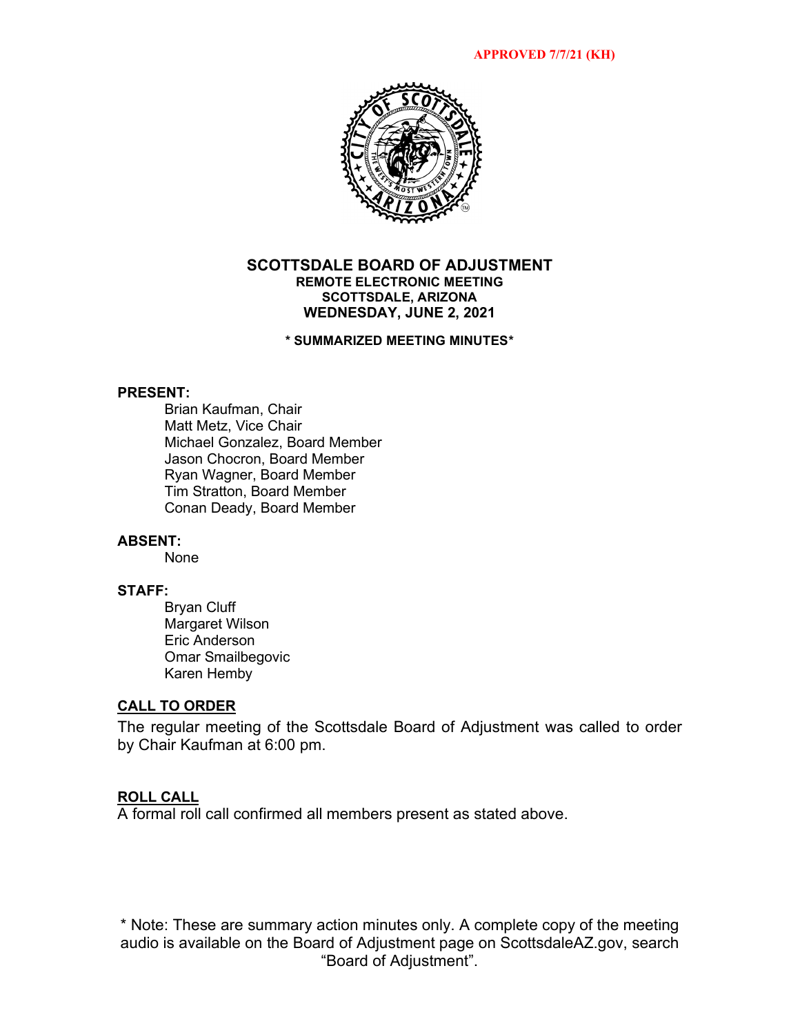**APPROVED 7/7/21 (KH)**

# SCOTTSDALE BOARD OF ADJUSTMENT

**REMOTE ELECTRONIC MEETING**
**SCOTTSDALE, ARIZONA**
**WEDNESDAY, JUNE 2, 2021**

**\* SUMMARIZED MEETING MINUTES\***

**PRESENT:**

Brian Kaufman, Chair
Matt Metz, Vice Chair
Michael Gonzalez, Board Member
Jason Chocron, Board Member
Ryan Wagner, Board Member
Tim Stratton, Board Member
Conan Deady, Board Member

**ABSENT:**

None

**STAFF:**

Bryan Cluff
Margaret Wilson
Eric Anderson
Omar Smailbegovic
Karen Hemby

## CALL TO ORDER

The regular meeting of the Scottsdale Board of Adjustment was called to order by Chair Kaufman at 6:00 pm.

## ROLL CALL

A formal roll call confirmed all members present as stated above.

\* Note: These are summary action minutes only. A complete copy of the meeting audio is available on the Board of Adjustment page on ScottsdaleAZ.gov, search "Board of Adjustment".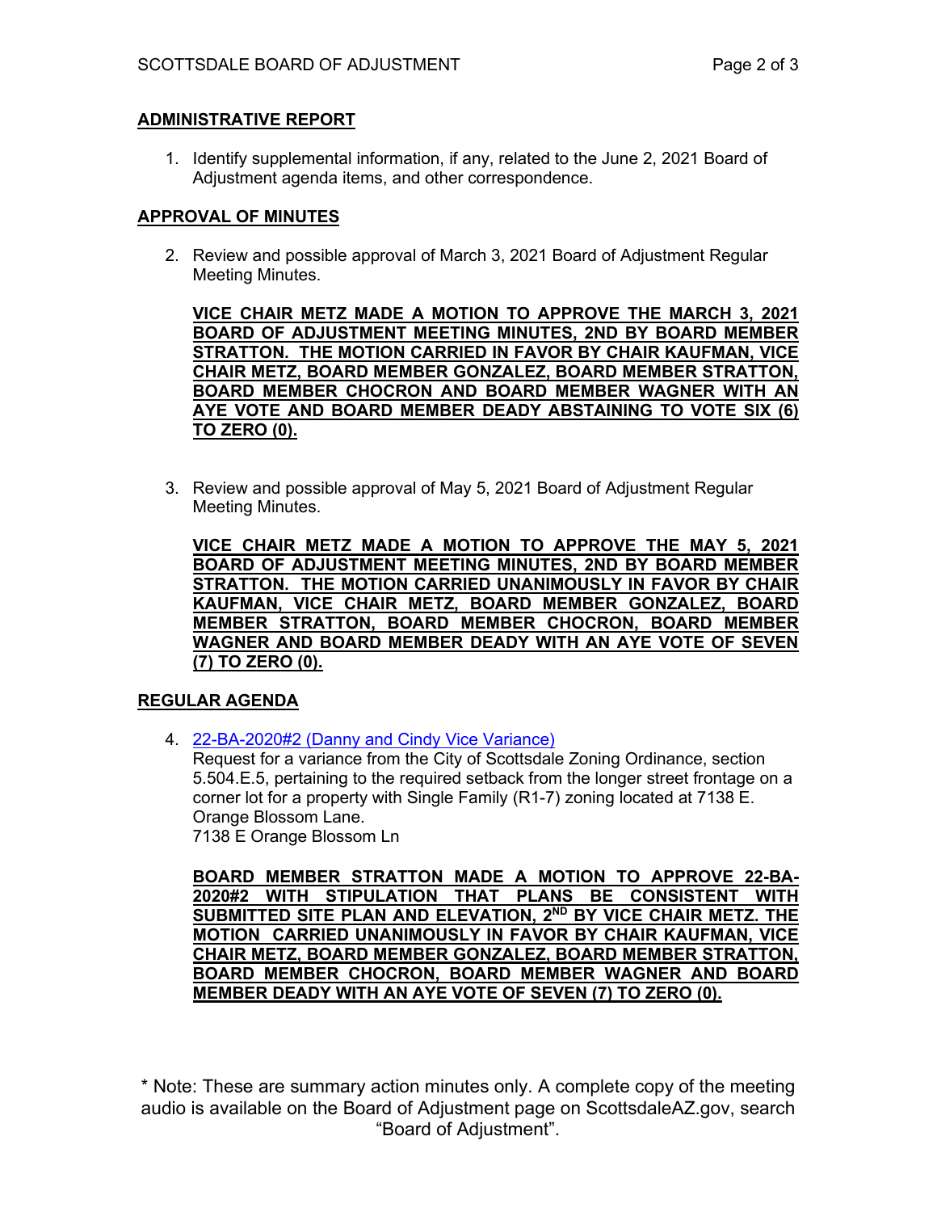## ADMINISTRATIVE REPORT

1. Identify supplemental information, if any, related to the June 2, 2021 Board of Adjustment agenda items, and other correspondence.

## APPROVAL OF MINUTES

2. Review and possible approval of March 3, 2021 Board of Adjustment Regular Meeting Minutes.

   **VICE CHAIR METZ MADE A MOTION TO APPROVE THE MARCH 3, 2021 BOARD OF ADJUSTMENT MEETING MINUTES, 2ND BY BOARD MEMBER STRATTON. THE MOTION CARRIED IN FAVOR BY CHAIR KAUFMAN, VICE CHAIR METZ, BOARD MEMBER GONZALEZ, BOARD MEMBER STRATTON, BOARD MEMBER CHOCRON AND BOARD MEMBER WAGNER WITH AN AYE VOTE AND BOARD MEMBER DEADY ABSTAINING TO VOTE SIX (6) TO ZERO (0).**

3. Review and possible approval of May 5, 2021 Board of Adjustment Regular Meeting Minutes.

   **VICE CHAIR METZ MADE A MOTION TO APPROVE THE MAY 5, 2021 BOARD OF ADJUSTMENT MEETING MINUTES, 2ND BY BOARD MEMBER STRATTON. THE MOTION CARRIED UNANIMOUSLY IN FAVOR BY CHAIR KAUFMAN, VICE CHAIR METZ, BOARD MEMBER GONZALEZ, BOARD MEMBER STRATTON, BOARD MEMBER CHOCRON, BOARD MEMBER WAGNER AND BOARD MEMBER DEADY WITH AN AYE VOTE OF SEVEN (7) TO ZERO (0).**

## REGULAR AGENDA

4. 22-BA-2020#2 (Danny and Cindy Vice Variance)
   Request for a variance from the City of Scottsdale Zoning Ordinance, section 5.504.E.5, pertaining to the required setback from the longer street frontage on a corner lot for a property with Single Family (R1-7) zoning located at 7138 E. Orange Blossom Lane.
   7138 E Orange Blossom Ln

   **BOARD MEMBER STRATTON MADE A MOTION TO APPROVE 22-BA-2020#2 WITH STIPULATION THAT PLANS BE CONSISTENT WITH SUBMITTED SITE PLAN AND ELEVATION, 2ND BY VICE CHAIR METZ. THE MOTION CARRIED UNANIMOUSLY IN FAVOR BY CHAIR KAUFMAN, VICE CHAIR METZ, BOARD MEMBER GONZALEZ, BOARD MEMBER STRATTON, BOARD MEMBER CHOCRON, BOARD MEMBER WAGNER AND BOARD MEMBER DEADY WITH AN AYE VOTE OF SEVEN (7) TO ZERO (0).**

\* Note: These are summary action minutes only. A complete copy of the meeting audio is available on the Board of Adjustment page on ScottsdaleAZ.gov, search "Board of Adjustment".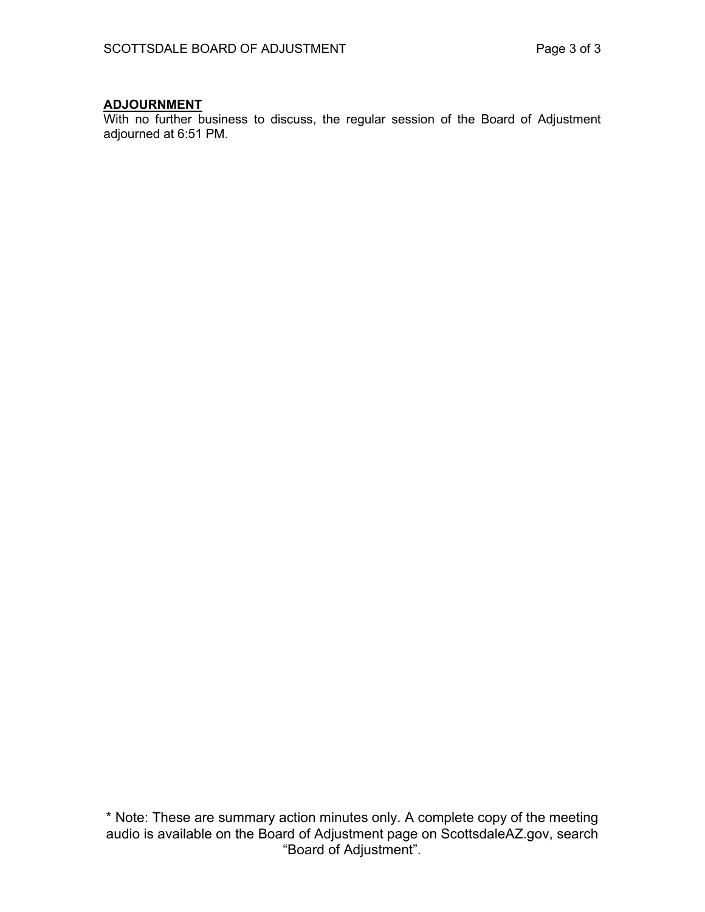**ADJOURNMENT**

With no further business to discuss, the regular session of the Board of Adjustment adjourned at 6:51 PM.

* Note: These are summary action minutes only. A complete copy of the meeting audio is available on the Board of Adjustment page on ScottsdaleAZ.gov, search "Board of Adjustment".